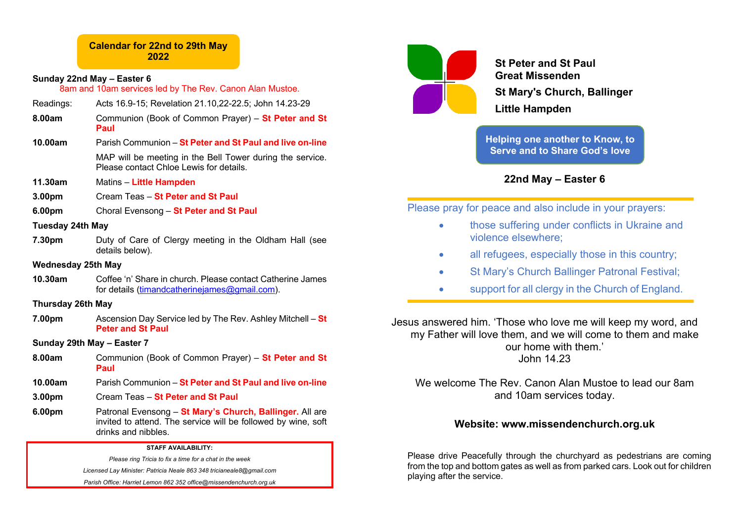## Calendar for 22nd to 29th May 2022

### Sunday 22nd May – Easter 6

8am and 10am services led by The Rev. Canon Alan Mustoe.

| | |
|---|---|
| Readings: | Acts 16.9-15; Revelation 21.10,22-22.5; John 14.23-29 |
| **8.00am** | Communion (Book of Common Prayer) – **St Peter and St Paul** |
| **10.00am** | Parish Communion – **St Peter and St Paul and live on-line** |
| | MAP will be meeting in the Bell Tower during the service. Please contact Chloe Lewis for details. |
| **11.30am** | Matins – **Little Hampden** |
| **3.00pm** | Cream Teas – **St Peter and St Paul** |
| **6.00pm** | Choral Evensong – **St Peter and St Paul** |

### Tuesday 24th May

| | |
|---|---|
| **7.30pm** | Duty of Care of Clergy meeting in the Oldham Hall (see details below). |

### Wednesday 25th May

| | |
|---|---|
| **10.30am** | Coffee 'n' Share in church. Please contact Catherine James for details (timandcatherinejames@gmail.com). |

### Thursday 26th May

| | |
|---|---|
| **7.00pm** | Ascension Day Service led by The Rev. Ashley Mitchell – **St Peter and St Paul** |

### Sunday 29th May – Easter 7

| | |
|---|---|
| **8.00am** | Communion (Book of Common Prayer) – **St Peter and St Paul** |
| **10.00am** | Parish Communion – **St Peter and St Paul and live on-line** |
| **3.00pm** | Cream Teas – **St Peter and St Paul** |
| **6.00pm** | Patronal Evensong – **St Mary's Church, Ballinger.** All are invited to attend. The service will be followed by wine, soft drinks and nibbles. |

**STAFF AVAILABILITY:**

*Please ring Tricia to fix a time for a chat in the week*

*Licensed Lay Minister: Patricia Neale 863 348 tricianeale8@gmail.com*

*Parish Office: Harriet Lemon 862 352 office@missendenchurch.org.uk*

---

# St Peter and St Paul Great Missenden

## St Mary's Church, Ballinger

## Little Hampden

**Helping one another to Know, to Serve and to Share God's love**

### 22nd May – Easter 6

Please pray for peace and also include in your prayers:

- those suffering under conflicts in Ukraine and violence elsewhere;
- all refugees, especially those in this country;
- St Mary's Church Ballinger Patronal Festival;
- support for all clergy in the Church of England.

Jesus answered him. 'Those who love me will keep my word, and my Father will love them, and we will come to them and make our home with them.'
John 14.23

We welcome The Rev. Canon Alan Mustoe to lead our 8am and 10am services today.

**Website: www.missendenchurch.org.uk**

Please drive Peacefully through the churchyard as pedestrians are coming from the top and bottom gates as well as from parked cars. Look out for children playing after the service.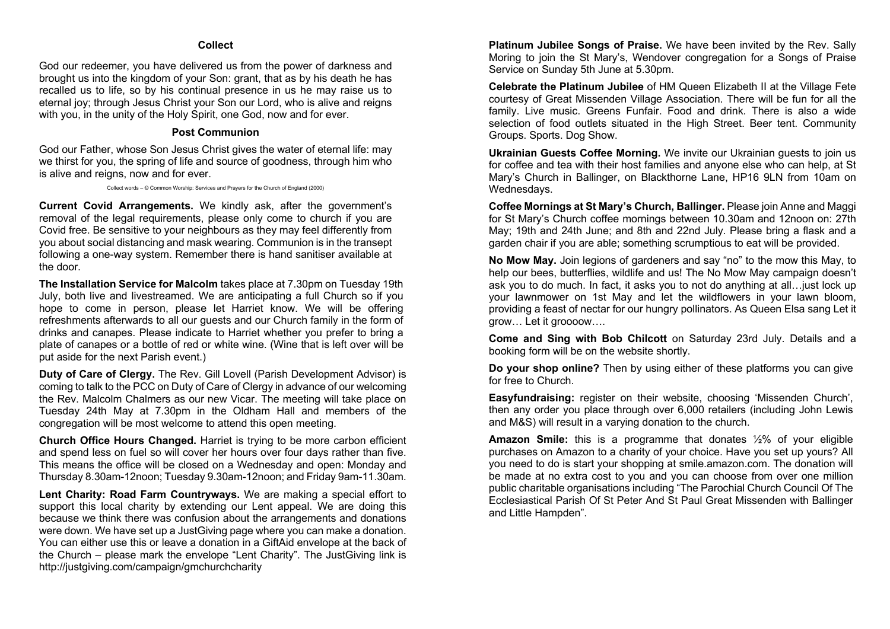### Collect

God our redeemer, you have delivered us from the power of darkness and brought us into the kingdom of your Son: grant, that as by his death he has recalled us to life, so by his continual presence in us he may raise us to eternal joy; through Jesus Christ your Son our Lord, who is alive and reigns with you, in the unity of the Holy Spirit, one God, now and for ever.

### Post Communion

God our Father, whose Son Jesus Christ gives the water of eternal life: may we thirst for you, the spring of life and source of goodness, through him who is alive and reigns, now and for ever.

Collect words – © Common Worship: Services and Prayers for the Church of England (2000)

**Current Covid Arrangements.** We kindly ask, after the government's removal of the legal requirements, please only come to church if you are Covid free. Be sensitive to your neighbours as they may feel differently from you about social distancing and mask wearing. Communion is in the transept following a one-way system. Remember there is hand sanitiser available at the door.

**The Installation Service for Malcolm** takes place at 7.30pm on Tuesday 19th July, both live and livestreamed. We are anticipating a full Church so if you hope to come in person, please let Harriet know. We will be offering refreshments afterwards to all our guests and our Church family in the form of drinks and canapes. Please indicate to Harriet whether you prefer to bring a plate of canapes or a bottle of red or white wine. (Wine that is left over will be put aside for the next Parish event.)

**Duty of Care of Clergy.** The Rev. Gill Lovell (Parish Development Advisor) is coming to talk to the PCC on Duty of Care of Clergy in advance of our welcoming the Rev. Malcolm Chalmers as our new Vicar. The meeting will take place on Tuesday 24th May at 7.30pm in the Oldham Hall and members of the congregation will be most welcome to attend this open meeting.

**Church Office Hours Changed.** Harriet is trying to be more carbon efficient and spend less on fuel so will cover her hours over four days rather than five. This means the office will be closed on a Wednesday and open: Monday and Thursday 8.30am-12noon; Tuesday 9.30am-12noon; and Friday 9am-11.30am.

**Lent Charity: Road Farm Countryways.** We are making a special effort to support this local charity by extending our Lent appeal. We are doing this because we think there was confusion about the arrangements and donations were down. We have set up a JustGiving page where you can make a donation. You can either use this or leave a donation in a GiftAid envelope at the back of the Church – please mark the envelope "Lent Charity". The JustGiving link is http://justgiving.com/campaign/gmchurchcharity

**Platinum Jubilee Songs of Praise.** We have been invited by the Rev. Sally Moring to join the St Mary's, Wendover congregation for a Songs of Praise Service on Sunday 5th June at 5.30pm.

**Celebrate the Platinum Jubilee** of HM Queen Elizabeth II at the Village Fete courtesy of Great Missenden Village Association. There will be fun for all the family. Live music. Greens Funfair. Food and drink. There is also a wide selection of food outlets situated in the High Street. Beer tent. Community Groups. Sports. Dog Show.

**Ukrainian Guests Coffee Morning.** We invite our Ukrainian guests to join us for coffee and tea with their host families and anyone else who can help, at St Mary's Church in Ballinger, on Blackthorne Lane, HP16 9LN from 10am on Wednesdays.

**Coffee Mornings at St Mary's Church, Ballinger.** Please join Anne and Maggi for St Mary's Church coffee mornings between 10.30am and 12noon on: 27th May; 19th and 24th June; and 8th and 22nd July. Please bring a flask and a garden chair if you are able; something scrumptious to eat will be provided.

**No Mow May.** Join legions of gardeners and say "no" to the mow this May, to help our bees, butterflies, wildlife and us! The No Mow May campaign doesn't ask you to do much. In fact, it asks you to not do anything at all…just lock up your lawnmower on 1st May and let the wildflowers in your lawn bloom, providing a feast of nectar for our hungry pollinators. As Queen Elsa sang Let it grow… Let it groooow….

**Come and Sing with Bob Chilcott** on Saturday 23rd July. Details and a booking form will be on the website shortly.

**Do your shop online?** Then by using either of these platforms you can give for free to Church.

**Easyfundraising:** register on their website, choosing 'Missenden Church', then any order you place through over 6,000 retailers (including John Lewis and M&S) will result in a varying donation to the church.

**Amazon Smile:** this is a programme that donates ½% of your eligible purchases on Amazon to a charity of your choice. Have you set up yours? All you need to do is start your shopping at smile.amazon.com. The donation will be made at no extra cost to you and you can choose from over one million public charitable organisations including "The Parochial Church Council Of The Ecclesiastical Parish Of St Peter And St Paul Great Missenden with Ballinger and Little Hampden".